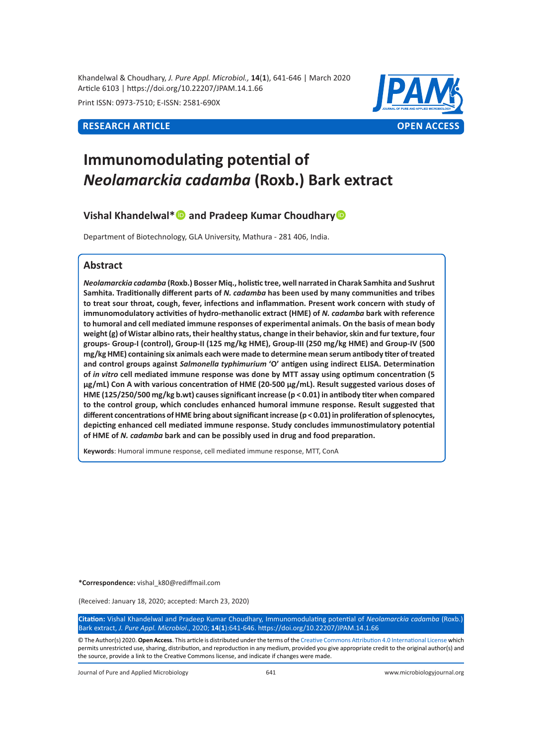Khandelwal & Choudhary, *J. Pure Appl. Microbiol.,* **14**(**1**), 641-646 | March 2020
Article 6103 | https://doi.org/10.22207/JPAM.14.1.66

Print ISSN: 0973-7510; E-ISSN: 2581-690X

**RESEARCH ARTICLE** **OPEN ACCESS**

# Immunomodulating potential of *Neolamarckia cadamba* (Roxb.) Bark extract

**Vishal Khandelwal\* and Pradeep Kumar Choudhary**

Department of Biotechnology, GLA University, Mathura - 281 406, India.

## Abstract

***Neolamarckia cadamba* (Roxb.) Bosser Miq., holistic tree, well narrated in Charak Samhita and Sushrut Samhita. Traditionally different parts of *N. cadamba* has been used by many communities and tribes to treat sour throat, cough, fever, infections and inflammation. Present work concern with study of immunomodulatory activities of hydro-methanolic extract (HME) of *N. cadamba* bark with reference to humoral and cell mediated immune responses of experimental animals. On the basis of mean body weight (g) of Wistar albino rats, their healthy status, change in their behavior, skin and fur texture, four groups- Group-I (control), Group-II (125 mg/kg HME), Group-III (250 mg/kg HME) and Group-IV (500 mg/kg HME) containing six animals each were made to determine mean serum antibody titer of treated and control groups against *Salmonella typhimurium* 'O' antigen using indirect ELISA. Determination of *in vitro* cell mediated immune response was done by MTT assay using optimum concentration (5 μg/mL) Con A with various concentration of HME (20-500 μg/mL). Result suggested various doses of HME (125/250/500 mg/kg b.wt) causes significant increase ($p < 0.01$) in antibody titer when compared to the control group, which concludes enhanced humoral immune response. Result suggested that different concentrations of HME bring about significant increase ($p < 0.01$) in proliferation of splenocytes, depicting enhanced cell mediated immune response. Study concludes immunostimulatory potential of HME of *N. cadamba* bark and can be possibly used in drug and food preparation.**

**Keywords**: Humoral immune response, cell mediated immune response, MTT, ConA

**\*Correspondence:** vishal_k80@rediffmail.com

(Received: January 18, 2020; accepted: March 23, 2020)

**Citation:** Vishal Khandelwal and Pradeep Kumar Choudhary, Immunomodulating potential of *Neolamarckia cadamba* (Roxb.) Bark extract, *J. Pure Appl. Microbiol.*, 2020; **14**(**1**):641-646. https://doi.org/10.22207/JPAM.14.1.66

© The Author(s) 2020. **Open Access**. This article is distributed under the terms of the Creative Commons Attribution 4.0 International License which permits unrestricted use, sharing, distribution, and reproduction in any medium, provided you give appropriate credit to the original author(s) and the source, provide a link to the Creative Commons license, and indicate if changes were made.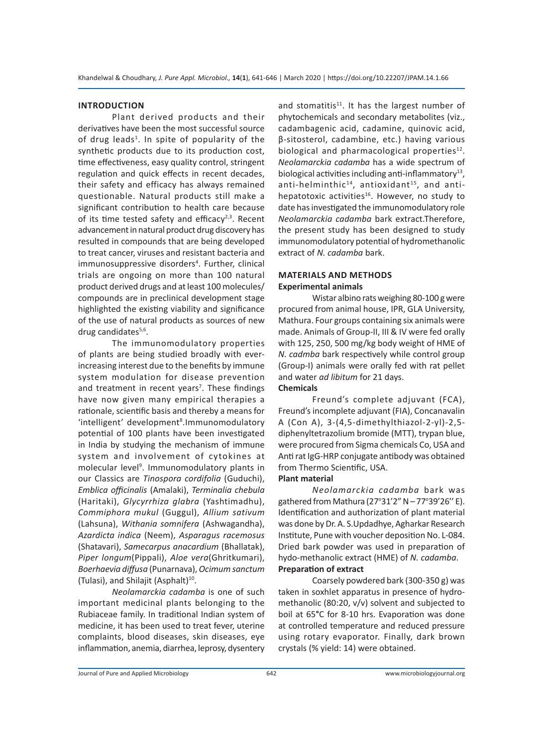## INTRODUCTION

Plant derived products and their derivatives have been the most successful source of drug leads[1]. In spite of popularity of the synthetic products due to its production cost, time effectiveness, easy quality control, stringent regulation and quick effects in recent decades, their safety and efficacy has always remained questionable. Natural products still make a significant contribution to health care because of its time tested safety and efficacy[2,3]. Recent advancement in natural product drug discovery has resulted in compounds that are being developed to treat cancer, viruses and resistant bacteria and immunosuppressive disorders[4]. Further, clinical trials are ongoing on more than 100 natural product derived drugs and at least 100 molecules/compounds are in preclinical development stage highlighted the existing viability and significance of the use of natural products as sources of new drug candidates[5,6].

The immunomodulatory properties of plants are being studied broadly with ever-increasing interest due to the benefits by immune system modulation for disease prevention and treatment in recent years[7]. These findings have now given many empirical therapies a rationale, scientific basis and thereby a means for 'intelligent' development[8].Immunomodulatory potential of 100 plants have been investigated in India by studying the mechanism of immune system and involvement of cytokines at molecular level[9]. Immunomodulatory plants in our Classics are *Tinospora cordifolia* (Guduchi), *Emblica officinalis* (Amalaki), *Terminalia chebula* (Haritaki), *Glycyrrhiza glabra* (Yashtimadhu), *Commiphora mukul* (Guggul), *Allium sativum* (Lahsuna), *Withania somnifera* (Ashwagandha), *Azardicta indica* (Neem), *Asparagus racemosus* (Shatavari), *Samecarpus anacardium* (Bhallatak), *Piper longum*(Pippali), *Aloe vera*(Ghritkumari), *Boerhaevia diffusa* (Punarnava), *Ocimum sanctum* (Tulasi), and Shilajit (Asphalt)[10].

*Neolamarckia cadamba* is one of such important medicinal plants belonging to the Rubiaceae family. In traditional Indian system of medicine, it has been used to treat fever, uterine complaints, blood diseases, skin diseases, eye inflammation, anemia, diarrhea, leprosy, dysentery and stomatitis[11]. It has the largest number of phytochemicals and secondary metabolites (viz., cadambagenic acid, cadamine, quinovic acid, β-sitosterol, cadambine, etc.) having various biological and pharmacological properties[12]. *Neolamarckia cadamba* has a wide spectrum of biological activities including anti-inflammatory[13], anti-helminthic[14], antioxidant[15], and anti-hepatotoxic activities[16]. However, no study to date has investigated the immunomodulatory role *Neolamarckia cadamba* bark extract.Therefore, the present study has been designed to study immunomodulatory potential of hydromethanolic extract of *N. cadamba* bark.

## MATERIALS AND METHODS

### Experimental animals

Wistar albino rats weighing 80-100 g were procured from animal house, IPR, GLA University, Mathura. Four groups containing six animals were made. Animals of Group-II, III & IV were fed orally with 125, 250, 500 mg/kg body weight of HME of *N. cadmba* bark respectively while control group (Group-I) animals were orally fed with rat pellet and water *ad libitum* for 21 days.

### Chemicals

Freund's complete adjuvant (FCA), Freund's incomplete adjuvant (FIA), Concanavalin A (Con A), 3-(4,5-dimethylthiazol-2-yl)-2,5-diphenyltetrazolium bromide (MTT), trypan blue, were procured from Sigma chemicals Co, USA and Anti rat IgG-HRP conjugate antibody was obtained from Thermo Scientific, USA.

### Plant material

*Neolamarckia cadamba* bark was gathered from Mathura (27°31'2" N – 77°39'26'' E). Identification and authorization of plant material was done by Dr. A. S.Updadhye, Agharkar Research Institute, Pune with voucher deposition No. L-084. Dried bark powder was used in preparation of hydo-methanolic extract (HME) of *N. cadamba*.

### Preparation of extract

Coarsely powdered bark (300-350 g) was taken in soxhlet apparatus in presence of hydro-methanolic (80:20, v/v) solvent and subjected to boil at 65°C for 8-10 hrs. Evaporation was done at controlled temperature and reduced pressure using rotary evaporator. Finally, dark brown crystals (% yield: 14) were obtained.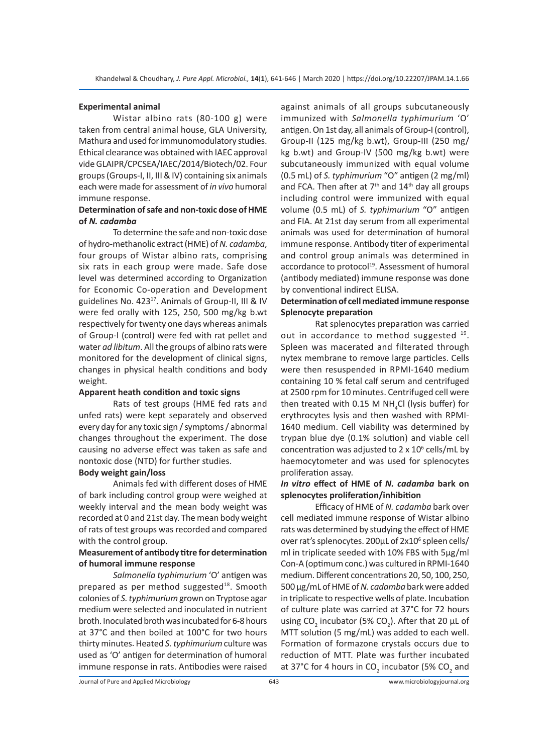### Experimental animal

Wistar albino rats (80-100 g) were taken from central animal house, GLA University, Mathura and used for immunomodulatory studies. Ethical clearance was obtained with IAEC approval vide GLAIPR/CPCSEA/IAEC/2014/Biotech/02. Four groups (Groups-I, II, III & IV) containing six animals each were made for assessment of *in vivo* humoral immune response.

### Determination of safe and non-toxic dose of HME of *N. cadamba*

To determine the safe and non-toxic dose of hydro-methanolic extract (HME) of *N. cadamba*, four groups of Wistar albino rats, comprising six rats in each group were made. Safe dose level was determined according to Organization for Economic Co-operation and Development guidelines No. 423[17]. Animals of Group-II, III & IV were fed orally with 125, 250, 500 mg/kg b.wt respectively for twenty one days whereas animals of Group-I (control) were fed with rat pellet and water *ad libitum*. All the groups of albino rats were monitored for the development of clinical signs, changes in physical health conditions and body weight.

### Apparent heath condition and toxic signs

Rats of test groups (HME fed rats and unfed rats) were kept separately and observed every day for any toxic sign / symptoms / abnormal changes throughout the experiment. The dose causing no adverse effect was taken as safe and nontoxic dose (NTD) for further studies.

### Body weight gain/loss

Animals fed with different doses of HME of bark including control group were weighed at weekly interval and the mean body weight was recorded at 0 and 21st day. The mean body weight of rats of test groups was recorded and compared with the control group.

### Measurement of antibody titre for determination of humoral immune response

*Salmonella typhimurium* 'O' antigen was prepared as per method suggested[18]. Smooth colonies of *S. typhimurium* grown on Tryptose agar medium were selected and inoculated in nutrient broth. Inoculated broth was incubated for 6-8 hours at 37°C and then boiled at 100°C for two hours thirty minutes. Heated *S. typhimurium* culture was used as 'O' antigen for determination of humoral immune response in rats. Antibodies were raised against animals of all groups subcutaneously immunized with *Salmonella typhimurium* 'O' antigen. On 1st day, all animals of Group-I (control), Group-II (125 mg/kg b.wt), Group-III (250 mg/kg b.wt) and Group-IV (500 mg/kg b.wt) were subcutaneously immunized with equal volume (0.5 mL) of *S. typhimurium* "O" antigen (2 mg/ml) and FCA. Then after at 7th and 14th day all groups including control were immunized with equal volume (0.5 mL) of *S. typhimurium* "O" antigen and FIA. At 21st day serum from all experimental animals was used for determination of humoral immune response. Antibody titer of experimental and control group animals was determined in accordance to protocol[19]. Assessment of humoral (antibody mediated) immune response was done by conventional indirect ELISA.

### Determination of cell mediated immune response

### Splenocyte preparation

Rat splenocytes preparation was carried out in accordance to method suggested [19]. Spleen was macerated and filterated through nytex membrane to remove large particles. Cells were then resuspended in RPMI-1640 medium containing 10 % fetal calf serum and centrifuged at 2500 rpm for 10 minutes. Centrifuged cell were then treated with 0.15 M $NH_4Cl$ (lysis buffer) for erythrocytes lysis and then washed with RPMI-1640 medium. Cell viability was determined by trypan blue dye (0.1% solution) and viable cell concentration was adjusted to $2 \times 10^6$ cells/mL by haemocytometer and was used for splenocytes proliferation assay.

### *In vitro* effect of HME of *N. cadamba* bark on splenocytes proliferation/inhibition

Efficacy of HME of *N. cadamba* bark over cell mediated immune response of Wistar albino rats was determined by studying the effect of HME over rat's splenocytes. 200µL of $2 \times 10^6$ spleen cells/ml in triplicate seeded with 10% FBS with 5µg/ml Con-A (optimum conc.) was cultured in RPMI-1640 medium. Different concentrations 20, 50, 100, 250, 500 µg/mL of HME of *N. cadamba* bark were added in triplicate to respective wells of plate. Incubation of culture plate was carried at 37°C for 72 hours using $CO_2$ incubator (5% $CO_2$). After that 20 µL of MTT solution (5 mg/mL) was added to each well. Formation of formazone crystals occurs due to reduction of MTT. Plate was further incubated at 37°C for 4 hours in $CO_2$ incubator (5% $CO_2$ and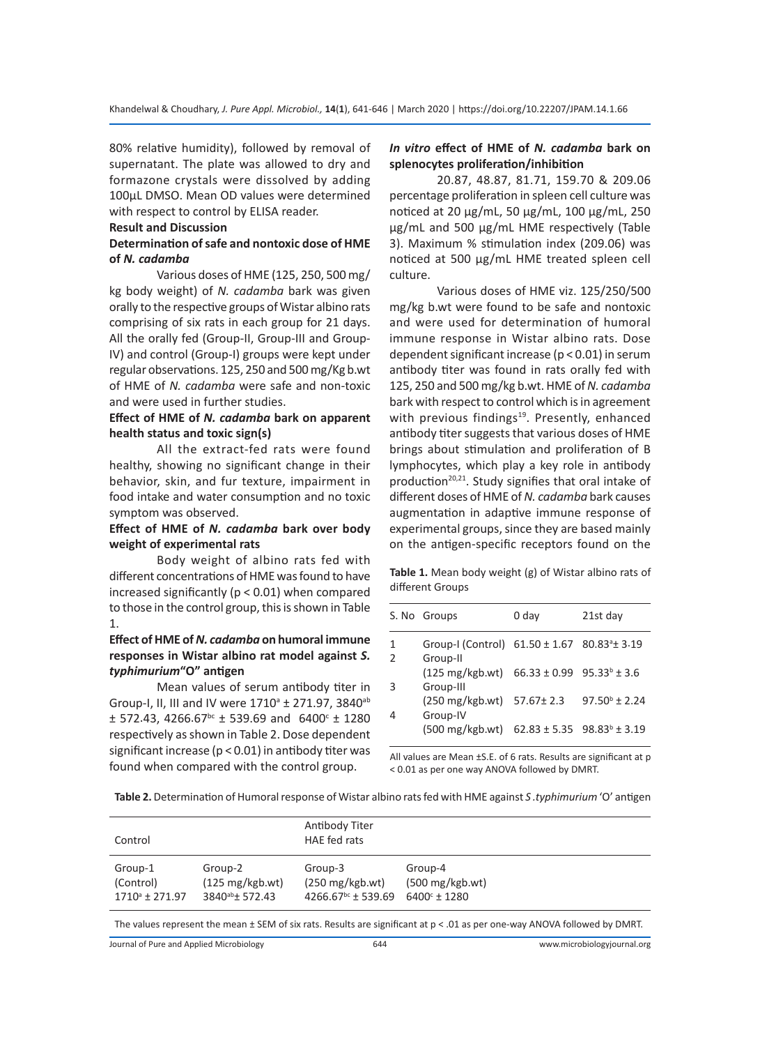80% relative humidity), followed by removal of supernatant. The plate was allowed to dry and formazone crystals were dissolved by adding 100µL DMSO. Mean OD values were determined with respect to control by ELISA reader.

## Result and Discussion

### Determination of safe and nontoxic dose of HME of *N. cadamba*

Various doses of HME (125, 250, 500 mg/kg body weight) of *N. cadamba* bark was given orally to the respective groups of Wistar albino rats comprising of six rats in each group for 21 days. All the orally fed (Group-II, Group-III and Group-IV) and control (Group-I) groups were kept under regular observations. 125, 250 and 500 mg/Kg b.wt of HME of *N. cadamba* were safe and non-toxic and were used in further studies.

### Effect of HME of *N. cadamba* bark on apparent health status and toxic sign(s)

All the extract-fed rats were found healthy, showing no significant change in their behavior, skin, and fur texture, impairment in food intake and water consumption and no toxic symptom was observed.

### Effect of HME of *N. cadamba* bark over body weight of experimental rats

Body weight of albino rats fed with different concentrations of HME was found to have increased significantly ($p < 0.01$) when compared to those in the control group, this is shown in Table 1.

### Effect of HME of *N. cadamba* on humoral immune responses in Wistar albino rat model against *S. typhimurium* "O" antigen

Mean values of serum antibody titer in Group-I, II, III and IV were $1710^{a} \pm 271.97$, $3840^{ab} \pm 572.43$, $4266.67^{bc} \pm 539.69$ and $6400^{c} \pm 1280$ respectively as shown in Table 2. Dose dependent significant increase ($p < 0.01$) in antibody titer was found when compared with the control group.

### *In vitro* effect of HME of *N. cadamba* bark on splenocytes proliferation/inhibition

20.87, 48.87, 81.71, 159.70 & 209.06 percentage proliferation in spleen cell culture was noticed at 20 µg/mL, 50 µg/mL, 100 µg/mL, 250 µg/mL and 500 µg/mL HME respectively (Table 3). Maximum % stimulation index (209.06) was noticed at 500 µg/mL HME treated spleen cell culture.

Various doses of HME viz. 125/250/500 mg/kg b.wt were found to be safe and nontoxic and were used for determination of humoral immune response in Wistar albino rats. Dose dependent significant increase ($p < 0.01$) in serum antibody titer was found in rats orally fed with 125, 250 and 500 mg/kg b.wt. HME of *N. cadamba* bark with respect to control which is in agreement with previous findings[19]. Presently, enhanced antibody titer suggests that various doses of HME brings about stimulation and proliferation of B lymphocytes, which play a key role in antibody production[20,21]. Study signifies that oral intake of different doses of HME of *N. cadamba* bark causes augmentation in adaptive immune response of experimental groups, since they are based mainly on the antigen-specific receptors found on the

**Table 1.** Mean body weight (g) of Wistar albino rats of different Groups

| S. No | Groups | 0 day | 21st day |
|---|---|---|---|
| 1 | Group-I (Control) | $61.50 \pm 1.67$ | $80.83^{a} \pm 3.19$ |
| 2 | Group-II (125 mg/kgb.wt) | $66.33 \pm 0.99$ | $95.33^{b} \pm 3.6$ |
| 3 | Group-III (250 mg/kgb.wt) | $57.67 \pm 2.3$ | $97.50^{b} \pm 2.24$ |
| 4 | Group-IV (500 mg/kgb.wt) | $62.83 \pm 5.35$ | $98.83^{b} \pm 3.19$ |

All values are Mean ±S.E. of 6 rats. Results are significant at $p < 0.01$ as per one way ANOVA followed by DMRT.

**Table 2.** Determination of Humoral response of Wistar albino rats fed with HME against *S. typhimurium* 'O' antigen

| Control | | Antibody Titer HAE fed rats | |
|---|---|---|---|
| Group-1 (Control) | Group-2 (125 mg/kgb.wt) | Group-3 (250 mg/kgb.wt) | Group-4 (500 mg/kgb.wt) |
| $1710^{a} \pm 271.97$ | $3840^{ab} \pm 572.43$ | $4266.67^{bc} \pm 539.69$ | $6400^{c} \pm 1280$ |

The values represent the mean ± SEM of six rats. Results are significant at $p < .01$ as per one-way ANOVA followed by DMRT.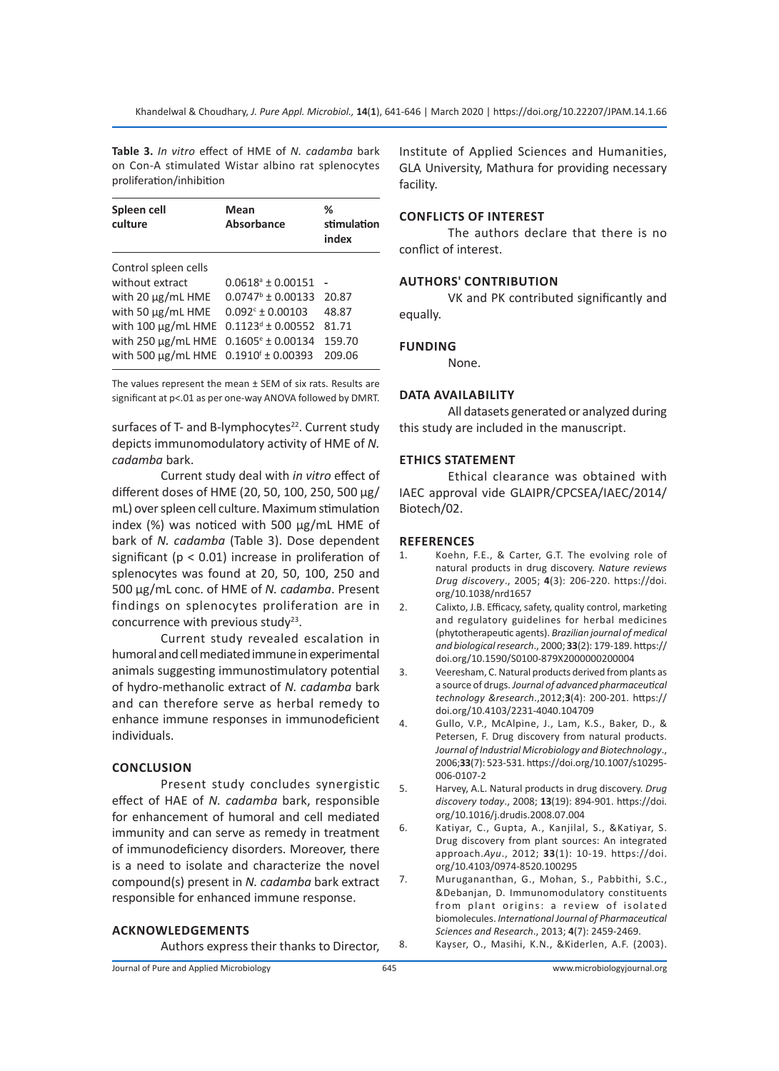**Table 3.** *In vitro* effect of HME of *N. cadamba* bark on Con-A stimulated Wistar albino rat splenocytes proliferation/inhibition

| Spleen cell culture | Mean Absorbance | % stimulation index |
|---|---|---|
| Control spleen cells | | |
| without extract | $0.0618^a \pm 0.00151$ | - |
| with 20 µg/mL HME | $0.0747^b \pm 0.00133$ | 20.87 |
| with 50 µg/mL HME | $0.092^c \pm 0.00103$ | 48.87 |
| with 100 µg/mL HME | $0.1123^d \pm 0.00552$ | 81.71 |
| with 250 µg/mL HME | $0.1605^e \pm 0.00134$ | 159.70 |
| with 500 µg/mL HME | $0.1910^f \pm 0.00393$ | 209.06 |

The values represent the mean ± SEM of six rats. Results are significant at p<.01 as per one-way ANOVA followed by DMRT.

surfaces of T- and B-lymphocytes[22]. Current study depicts immunomodulatory activity of HME of *N. cadamba* bark.

Current study deal with *in vitro* effect of different doses of HME (20, 50, 100, 250, 500 µg/mL) over spleen cell culture. Maximum stimulation index (%) was noticed with 500 µg/mL HME of bark of *N. cadamba* (Table 3). Dose dependent significant ($p < 0.01$) increase in proliferation of splenocytes was found at 20, 50, 100, 250 and 500 µg/mL conc. of HME of *N. cadamba*. Present findings on splenocytes proliferation are in concurrence with previous study[23].

Current study revealed escalation in humoral and cell mediated immune in experimental animals suggesting immunostimulatory potential of hydro-methanolic extract of *N. cadamba* bark and can therefore serve as herbal remedy to enhance immune responses in immunodeficient individuals.

## CONCLUSION

Present study concludes synergistic effect of HAE of *N. cadamba* bark, responsible for enhancement of humoral and cell mediated immunity and can serve as remedy in treatment of immunodeficiency disorders. Moreover, there is a need to isolate and characterize the novel compound(s) present in *N. cadamba* bark extract responsible for enhanced immune response.

## ACKNOWLEDGEMENTS

Authors express their thanks to Director, Institute of Applied Sciences and Humanities, GLA University, Mathura for providing necessary facility.

## CONFLICTS OF INTEREST

The authors declare that there is no conflict of interest.

## AUTHORS' CONTRIBUTION

VK and PK contributed significantly and equally.

## FUNDING

None.

## DATA AVAILABILITY

All datasets generated or analyzed during this study are included in the manuscript.

## ETHICS STATEMENT

Ethical clearance was obtained with IAEC approval vide GLAIPR/CPCSEA/IAEC/2014/Biotech/02.

## REFERENCES

1. Koehn, F.E., & Carter, G.T. The evolving role of natural products in drug discovery. *Nature reviews Drug discovery*., 2005; **4**(3): 206-220. https://doi.org/10.1038/nrd1657
2. Calixto, J.B. Efficacy, safety, quality control, marketing and regulatory guidelines for herbal medicines (phytotherapeutic agents). *Brazilian journal of medical and biological research*., 2000; **33**(2): 179-189. https://doi.org/10.1590/S0100-879X2000000200004
3. Veeresham, C. Natural products derived from plants as a source of drugs. *Journal of advanced pharmaceutical technology &research*.,2012;**3**(4): 200-201. https://doi.org/10.4103/2231-4040.104709
4. Gullo, V.P., McAlpine, J., Lam, K.S., Baker, D., & Petersen, F. Drug discovery from natural products. *Journal of Industrial Microbiology and Biotechnology*., 2006;**33**(7): 523-531. https://doi.org/10.1007/s10295-006-0107-2
5. Harvey, A.L. Natural products in drug discovery. *Drug discovery today*., 2008; **13**(19): 894-901. https://doi.org/10.1016/j.drudis.2008.07.004
6. Katiyar, C., Gupta, A., Kanjilal, S., &Katiyar, S. Drug discovery from plant sources: An integrated approach.*Ayu*., 2012; **33**(1): 10-19. https://doi.org/10.4103/0974-8520.100295
7. Murugananthan, G., Mohan, S., Pabbithi, S.C., &Debanjan, D. Immunomodulatory constituents from plant origins: a review of isolated biomolecules. *International Journal of Pharmaceutical Sciences and Research*., 2013; **4**(7): 2459-2469.
8. Kayser, O., Masihi, K.N., &Kiderlen, A.F. (2003).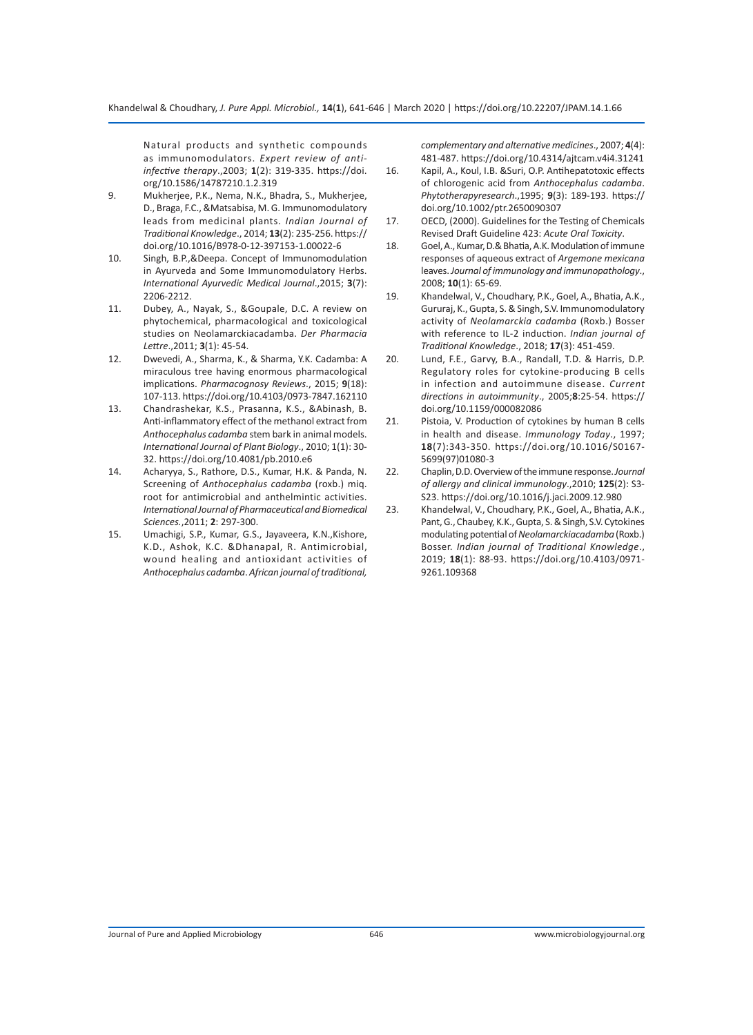Natural products and synthetic compounds as immunomodulators. *Expert review of anti-infective therapy*.,2003; **1**(2): 319-335. https://doi.org/10.1586/14787210.1.2.319

9. Mukherjee, P.K., Nema, N.K., Bhadra, S., Mukherjee, D., Braga, F.C., &Matsabisa, M. G. Immunomodulatory leads from medicinal plants. *Indian Journal of Traditional Knowledge*., 2014; **13**(2): 235-256. https://doi.org/10.1016/B978-0-12-397153-1.00022-6
10. Singh, B.P.,&Deepa. Concept of Immunomodulation in Ayurveda and Some Immunomodulatory Herbs. *International Ayurvedic Medical Journal*.,2015; **3**(7): 2206-2212.
11. Dubey, A., Nayak, S., &Goupale, D.C. A review on phytochemical, pharmacological and toxicological studies on Neolamarckiacadamba. *Der Pharmacia Lettre*.,2011; **3**(1): 45-54.
12. Dwevedi, A., Sharma, K., & Sharma, Y.K. Cadamba: A miraculous tree having enormous pharmacological implications. *Pharmacognosy Reviews*., 2015; **9**(18): 107-113. https://doi.org/10.4103/0973-7847.162110
13. Chandrashekar, K.S., Prasanna, K.S., &Abinash, B. Anti-inflammatory effect of the methanol extract from *Anthocephalus cadamba* stem bark in animal models. *International Journal of Plant Biology*., 2010; 1(1): 30-32. https://doi.org/10.4081/pb.2010.e6
14. Acharyya, S., Rathore, D.S., Kumar, H.K. & Panda, N. Screening of *Anthocephalus cadamba* (roxb.) miq. root for antimicrobial and anthelmintic activities. *International Journal of Pharmaceutical and Biomedical Sciences.*,2011; **2**: 297-300.
15. Umachigi, S.P., Kumar, G.S., Jayaveera, K.N.,Kishore, K.D., Ashok, K.C. &Dhanapal, R. Antimicrobial, wound healing and antioxidant activities of *Anthocephalus cadamba*. *African journal of traditional, complementary and alternative medicines*., 2007; **4**(4): 481-487. https://doi.org/10.4314/ajtcam.v4i4.31241
16. Kapil, A., Koul, I.B. &Suri, O.P. Antihepatotoxic effects of chlorogenic acid from *Anthocephalus cadamba*. *Phytotherapyresearch*.,1995; **9**(3): 189-193. https://doi.org/10.1002/ptr.2650090307
17. OECD, (2000). Guidelines for the Testing of Chemicals Revised Draft Guideline 423: *Acute Oral Toxicity*.
18. Goel, A., Kumar, D.& Bhatia, A.K. Modulation of immune responses of aqueous extract of *Argemone mexicana* leaves. *Journal of immunology and immunopathology*., 2008; **10**(1): 65-69.
19. Khandelwal, V., Choudhary, P.K., Goel, A., Bhatia, A.K., Gururaj, K., Gupta, S. & Singh, S.V. Immunomodulatory activity of *Neolamarckia cadamba* (Roxb.) Bosser with reference to IL-2 induction. *Indian journal of Traditional Knowledge*., 2018; **17**(3): 451-459.
20. Lund, F.E., Garvy, B.A., Randall, T.D. & Harris, D.P. Regulatory roles for cytokine-producing B cells in infection and autoimmune disease. *Current directions in autoimmunity*., 2005;**8**:25-54. https://doi.org/10.1159/000082086
21. Pistoia, V. Production of cytokines by human B cells in health and disease. *Immunology Today*., 1997; **18**(7):343-350. https://doi.org/10.1016/S0167-5699(97)01080-3
22. Chaplin, D.D. Overview of the immune response. *Journal of allergy and clinical immunology*.,2010; **125**(2): S3-S23. https://doi.org/10.1016/j.jaci.2009.12.980
23. Khandelwal, V., Choudhary, P.K., Goel, A., Bhatia, A.K., Pant, G., Chaubey, K.K., Gupta, S. & Singh, S.V. Cytokines modulating potential of *Neolamarckiacadamba* (Roxb.) Bosser. *Indian journal of Traditional Knowledge*., 2019; **18**(1): 88-93. https://doi.org/10.4103/0971-9261.109368